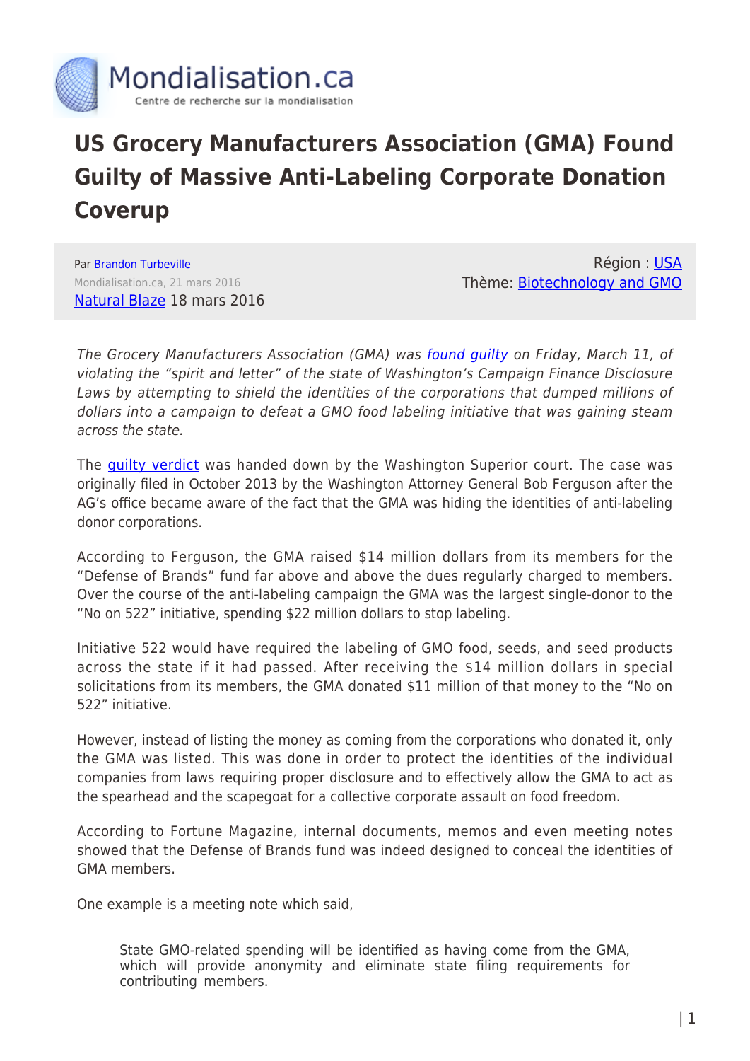Mondialisation.ca

Centre de recherche sur la mondialisation

# US Grocery Manufacturers Association (GMA) Found Guilty of Massive Anti-Labeling Corporate Donation Coverup

Par Brandon Turbeville

Mondialisation.ca, 21 mars 2016

Natural Blaze 18 mars 2016

Région : USA

Thème: Biotechnology and GMO

*The Grocery Manufacturers Association (GMA) was found guilty on Friday, March 11, of violating the "spirit and letter" of the state of Washington's Campaign Finance Disclosure Laws by attempting to shield the identities of the corporations that dumped millions of dollars into a campaign to defeat a GMO food labeling initiative that was gaining steam across the state.*

The guilty verdict was handed down by the Washington Superior court. The case was originally filed in October 2013 by the Washington Attorney General Bob Ferguson after the AG's office became aware of the fact that the GMA was hiding the identities of anti-labeling donor corporations.

According to Ferguson, the GMA raised $14 million dollars from its members for the "Defense of Brands" fund far above and above the dues regularly charged to members. Over the course of the anti-labeling campaign the GMA was the largest single-donor to the "No on 522" initiative, spending $22 million dollars to stop labeling.

Initiative 522 would have required the labeling of GMO food, seeds, and seed products across the state if it had passed. After receiving the $14 million dollars in special solicitations from its members, the GMA donated $11 million of that money to the "No on 522" initiative.

However, instead of listing the money as coming from the corporations who donated it, only the GMA was listed. This was done in order to protect the identities of the individual companies from laws requiring proper disclosure and to effectively allow the GMA to act as the spearhead and the scapegoat for a collective corporate assault on food freedom.

According to Fortune Magazine, internal documents, memos and even meeting notes showed that the Defense of Brands fund was indeed designed to conceal the identities of GMA members.

One example is a meeting note which said,

> State GMO-related spending will be identified as having come from the GMA, which will provide anonymity and eliminate state filing requirements for contributing members.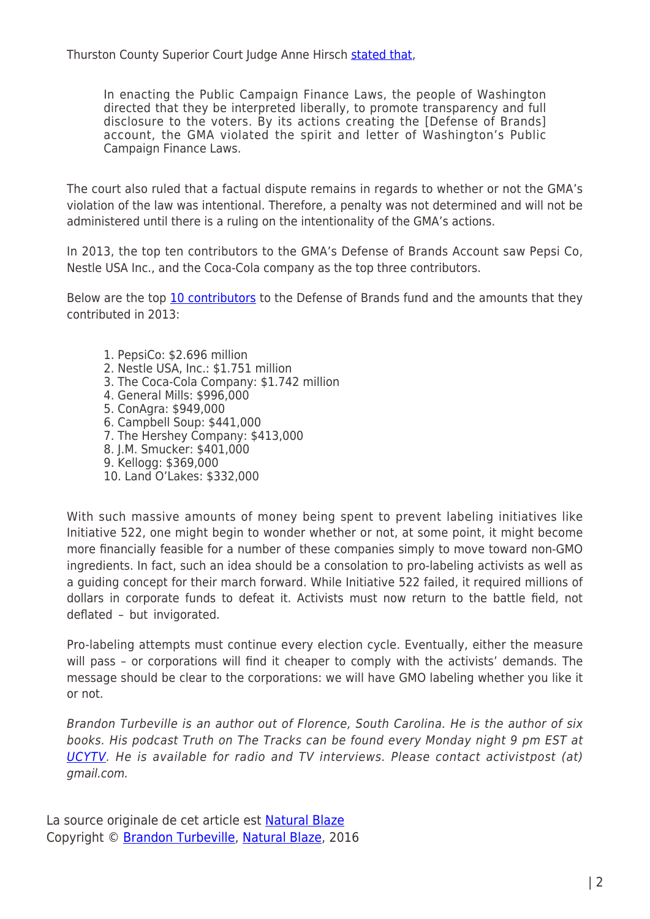Thurston County Superior Court Judge Anne Hirsch [stated that](),

> In enacting the Public Campaign Finance Laws, the people of Washington directed that they be interpreted liberally, to promote transparency and full disclosure to the voters. By its actions creating the [Defense of Brands] account, the GMA violated the spirit and letter of Washington's Public Campaign Finance Laws.

The court also ruled that a factual dispute remains in regards to whether or not the GMA's violation of the law was intentional. Therefore, a penalty was not determined and will not be administered until there is a ruling on the intentionality of the GMA's actions.

In 2013, the top ten contributors to the GMA's Defense of Brands Account saw Pepsi Co, Nestle USA Inc., and the Coca-Cola company as the top three contributors.

Below are the top 10 contributors to the Defense of Brands fund and the amounts that they contributed in 2013:

1. PepsiCo: $2.696 million
2. Nestle USA, Inc.: $1.751 million
3. The Coca-Cola Company: $1.742 million
4. General Mills: $996,000
5. ConAgra: $949,000
6. Campbell Soup: $441,000
7. The Hershey Company: $413,000
8. J.M. Smucker: $401,000
9. Kellogg: $369,000
10. Land O'Lakes: $332,000

With such massive amounts of money being spent to prevent labeling initiatives like Initiative 522, one might begin to wonder whether or not, at some point, it might become more financially feasible for a number of these companies simply to move toward non-GMO ingredients. In fact, such an idea should be a consolation to pro-labeling activists as well as a guiding concept for their march forward. While Initiative 522 failed, it required millions of dollars in corporate funds to defeat it. Activists must now return to the battle field, not deflated – but invigorated.

Pro-labeling attempts must continue every election cycle. Eventually, either the measure will pass – or corporations will find it cheaper to comply with the activists' demands. The message should be clear to the corporations: we will have GMO labeling whether you like it or not.

*Brandon Turbeville is an author out of Florence, South Carolina. He is the author of six books. His podcast Truth on The Tracks can be found every Monday night 9 pm EST at UCYTV. He is available for radio and TV interviews. Please contact activistpost (at) gmail.com.*

La source originale de cet article est Natural Blaze
Copyright © Brandon Turbeville, Natural Blaze, 2016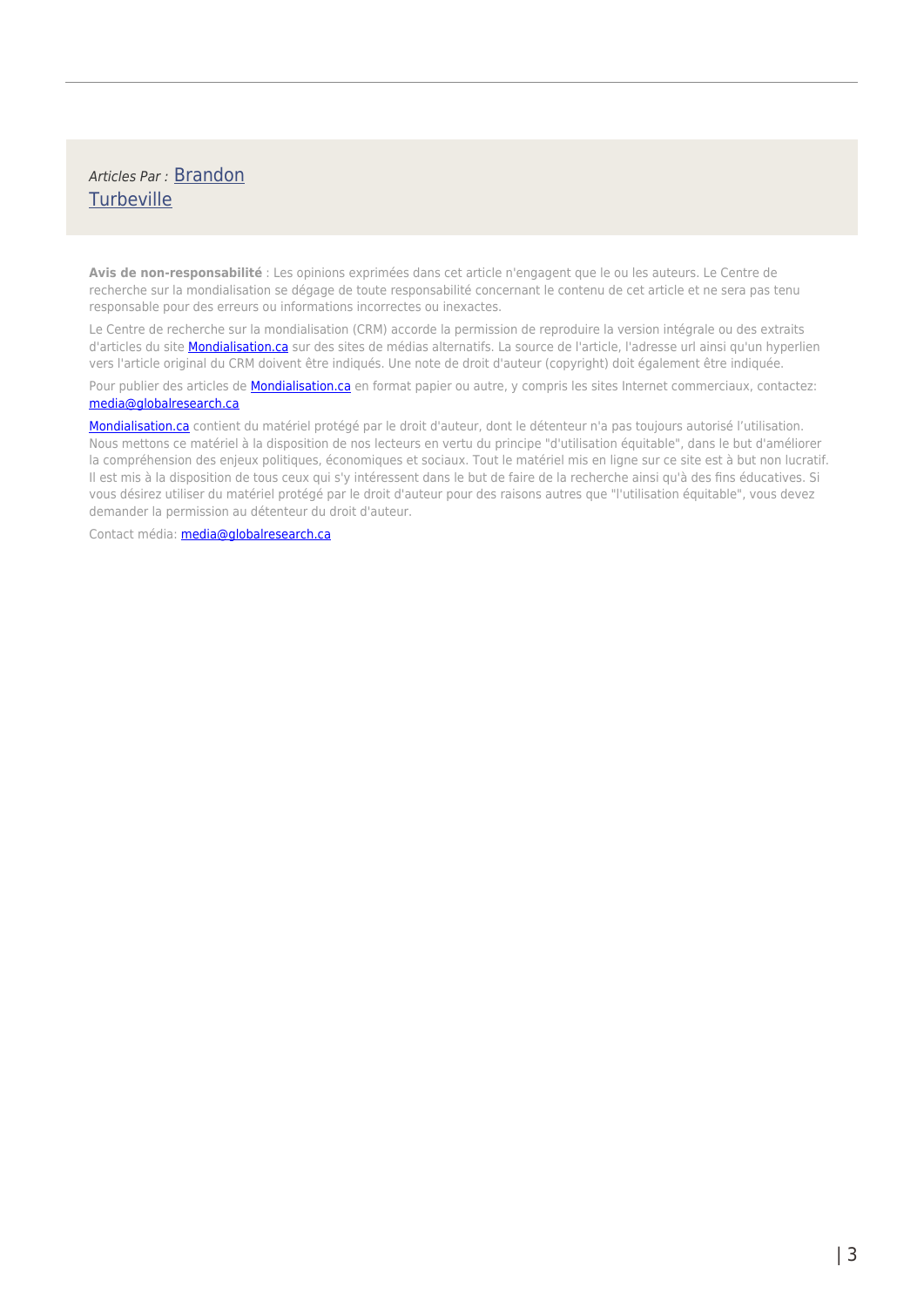*Articles Par :* Brandon Turbeville

**Avis de non-responsabilité** : Les opinions exprimées dans cet article n'engagent que le ou les auteurs. Le Centre de recherche sur la mondialisation se dégage de toute responsabilité concernant le contenu de cet article et ne sera pas tenu responsable pour des erreurs ou informations incorrectes ou inexactes.

Le Centre de recherche sur la mondialisation (CRM) accorde la permission de reproduire la version intégrale ou des extraits d'articles du site Mondialisation.ca sur des sites de médias alternatifs. La source de l'article, l'adresse url ainsi qu'un hyperlien vers l'article original du CRM doivent être indiqués. Une note de droit d'auteur (copyright) doit également être indiquée.

Pour publier des articles de Mondialisation.ca en format papier ou autre, y compris les sites Internet commerciaux, contactez: media@globalresearch.ca

Mondialisation.ca contient du matériel protégé par le droit d'auteur, dont le détenteur n'a pas toujours autorisé l'utilisation. Nous mettons ce matériel à la disposition de nos lecteurs en vertu du principe "d'utilisation équitable", dans le but d'améliorer la compréhension des enjeux politiques, économiques et sociaux. Tout le matériel mis en ligne sur ce site est à but non lucratif. Il est mis à la disposition de tous ceux qui s'y intéressent dans le but de faire de la recherche ainsi qu'à des fins éducatives. Si vous désirez utiliser du matériel protégé par le droit d'auteur pour des raisons autres que "l'utilisation équitable", vous devez demander la permission au détenteur du droit d'auteur.

Contact média: media@globalresearch.ca